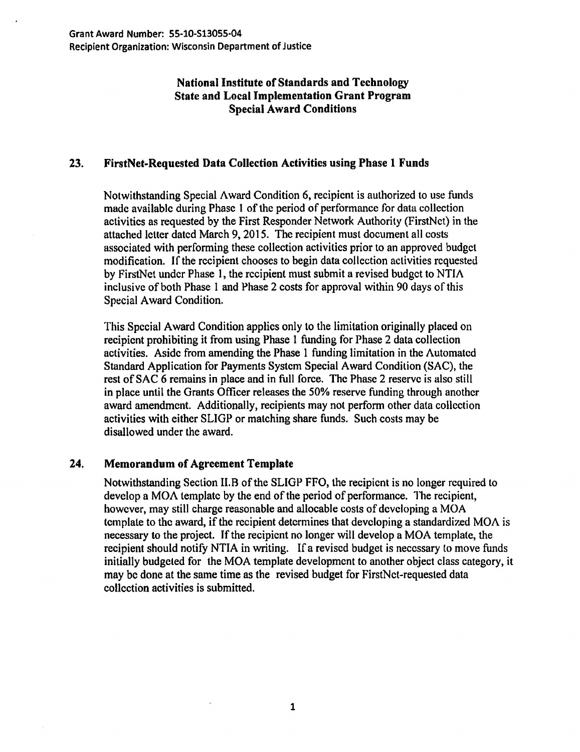Grant Award Number: 55-10-S13055-04
Recipient Organization: Wisconsin Department of Justice

# National Institute of Standards and Technology
## State and Local Implementation Grant Program
## Special Award Conditions

### 23. FirstNet-Requested Data Collection Activities using Phase 1 Funds

Notwithstanding Special Award Condition 6, recipient is authorized to use funds made available during Phase 1 of the period of performance for data collection activities as requested by the First Responder Network Authority (FirstNet) in the attached letter dated March 9, 2015. The recipient must document all costs associated with performing these collection activities prior to an approved budget modification. If the recipient chooses to begin data collection activities requested by FirstNet under Phase 1, the recipient must submit a revised budget to NTIA inclusive of both Phase 1 and Phase 2 costs for approval within 90 days of this Special Award Condition.

This Special Award Condition applies only to the limitation originally placed on recipient prohibiting it from using Phase 1 funding for Phase 2 data collection activities. Aside from amending the Phase 1 funding limitation in the Automated Standard Application for Payments System Special Award Condition (SAC), the rest of SAC 6 remains in place and in full force. The Phase 2 reserve is also still in place until the Grants Officer releases the 50% reserve funding through another award amendment. Additionally, recipients may not perform other data collection activities with either SLIGP or matching share funds. Such costs may be disallowed under the award.

### 24. Memorandum of Agreement Template

Notwithstanding Section II.B of the SLIGP FFO, the recipient is no longer required to develop a MOA template by the end of the period of performance. The recipient, however, may still charge reasonable and allocable costs of developing a MOA template to the award, if the recipient determines that developing a standardized MOA is necessary to the project. If the recipient no longer will develop a MOA template, the recipient should notify NTIA in writing. If a revised budget is necessary to move funds initially budgeted for the MOA template development to another object class category, it may be done at the same time as the revised budget for FirstNet-requested data collection activities is submitted.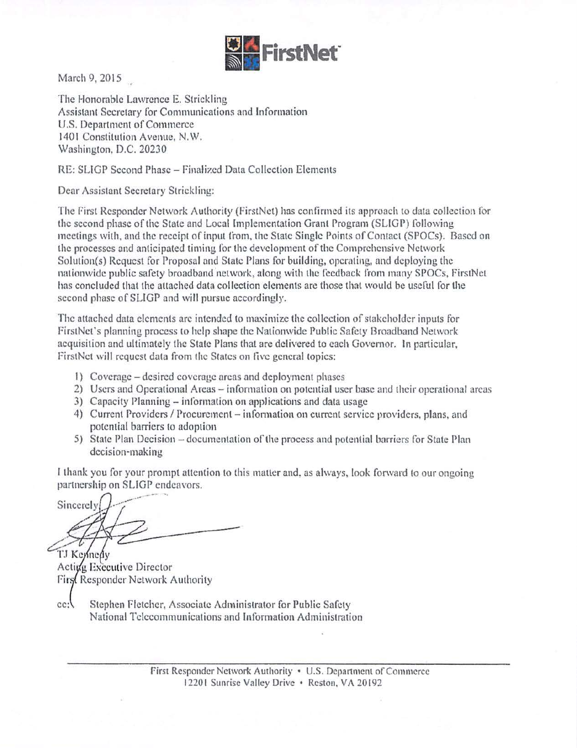March 9, 2015

The Honorable Lawrence E. Strickling
Assistant Secretary for Communications and Information
U.S. Department of Commerce
1401 Constitution Avenue, N.W.
Washington, D.C. 20230

RE: SLIGP Second Phase – Finalized Data Collection Elements

Dear Assistant Secretary Strickling:

The First Responder Network Authority (FirstNet) has confirmed its approach to data collection for the second phase of the State and Local Implementation Grant Program (SLIGP) following meetings with, and the receipt of input from, the State Single Points of Contact (SPOCs). Based on the processes and anticipated timing for the development of the Comprehensive Network Solution(s) Request for Proposal and State Plans for building, operating, and deploying the nationwide public safety broadband network, along with the feedback from many SPOCs, FirstNet has concluded that the attached data collection elements are those that would be useful for the second phase of SLIGP and will pursue accordingly.

The attached data elements are intended to maximize the collection of stakeholder inputs for FirstNet's planning process to help shape the Nationwide Public Safety Broadband Network acquisition and ultimately the State Plans that are delivered to each Governor. In particular, FirstNet will request data from the States on five general topics:

1) Coverage – desired coverage areas and deployment phases
2) Users and Operational Areas – information on potential user base and their operational areas
3) Capacity Planning – information on applications and data usage
4) Current Providers / Procurement – information on current service providers, plans, and potential barriers to adoption
5) State Plan Decision – documentation of the process and potential barriers for State Plan decision-making

I thank you for your prompt attention to this matter and, as always, look forward to our ongoing partnership on SLIGP endeavors.

Sincerely,

TJ Kennedy
Acting Executive Director
First Responder Network Authority

cc: Stephen Fletcher, Associate Administrator for Public Safety
National Telecommunications and Information Administration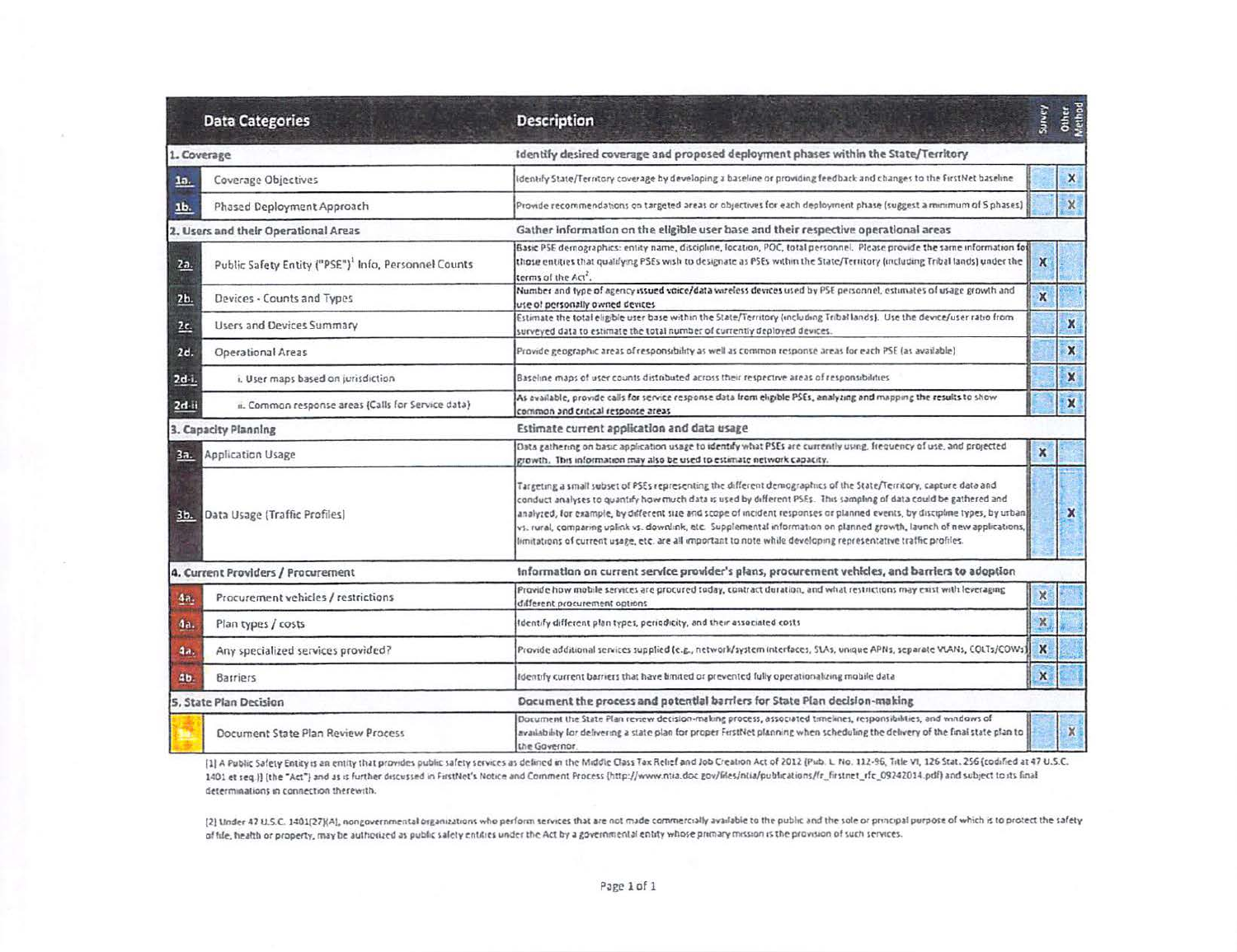| | Data Categories | Description | Survey | Other Method |
|---|---|---|---|---|
| **1. Coverage** | | **Identify desired coverage and proposed deployment phases within the State/Territory** | | |
| 1a. | Coverage Objectives | Identify State/Territory coverage by developing a baseline or providing feedback and changes to the FirstNet baseline | | X |
| 1b. | Phased Deployment Approach | Provide recommendations on targeted areas or objectives for each deployment phase (suggest a minimum of 5 phases) | | X |
| **2. Users and their Operational Areas** | | **Gather information on the eligible user base and their respective operational areas** | | |
| 2a. | Public Safety Entity ("PSE")[1] Info, Personnel Counts | Basic PSE demographics: entity name, discipline, location, POC, total personnel. Please provide the same information for those entities that qualifying PSEs wish to designate as PSEs within the State/Territory (including Tribal lands) under the terms of the Act[2]. | X | |
| 2b. | Devices - Counts and Types | Number and type of agency issued voice/data wireless devices used by PSE personnel, estimates of usage growth and use of personally owned devices | X | |
| 2c. | Users and Devices Summary | Estimate the total eligible user base within the State/Territory (including Tribal lands). Use the device/user ratio from surveyed data to estimate the total number of currently deployed devices. | | X |
| 2d. | Operational Areas | Provide geographic areas of responsibility as well as common response areas for each PSE (as available) | | X |
| 2d-i. | i. User maps based on jurisdiction | Baseline maps of user counts distributed across their respective areas of responsibilities | | X |
| 2d-ii | ii. Common response areas (Calls for Service data) | As available, provide calls for service response data from eligible PSEs, analyzing and mapping the results to show common and critical response areas | | X |
| **3. Capacity Planning** | | **Estimate current application and data usage** | | |
| 3a. | Application Usage | Data gathering on basic application usage to identify what PSEs are currently using, frequency of use, and projected growth. This information may also be used to estimate network capacity. | X | |
| 3b. | Data Usage (Traffic Profiles) | Targeting a small subset of PSEs representing the different demographics of the State/Territory, capture data and conduct analyses to quantify how much data is used by different PSEs. This sampling of data could be gathered and analyzed, for example, by different size and scope of incident responses or planned events, by discipline types, by urban vs. rural, comparing uplink vs. downlink, etc. Supplemental information on planned growth, launch of new applications, limitations of current usage, etc. are all important to note while developing representative traffic profiles. | | X |
| **4. Current Providers / Procurement** | | **Information on current service provider's plans, procurement vehicles, and barriers to adoption** | | |
| 4a. | Procurement vehicles / restrictions | Provide how mobile services are procured today, contract duration, and what restrictions may exist with leveraging different procurement options | X | |
| 4a. | Plan types / costs | Identify different plan types, periodicity, and their associated costs | X | |
| 4a. | Any specialized services provided? | Provide additional services supplied (e.g., network/system interfaces, SLAs, unique APNs, separate VLANs, COLTs/COWs) | X | |
| 4b. | Barriers | Identify current barriers that have limited or prevented fully operationalizing mobile data | X | |
| **5. State Plan Decision** | | **Document the process and potential barriers for State Plan decision-making** | | |
| | Document State Plan Review Process | Document the State Plan review decision-making process, associated timelines, responsibilities, and windows of availability for delivering a state plan for proper FirstNet planning when scheduling the delivery of the final state plan to the Governor. | | X |

[1] A Public Safety Entity is an entity that provides public safety services as defined in the Middle Class Tax Relief and Job Creation Act of 2012 (Pub. L. No. 112-96, Title VI, 126 Stat. 256 (codified at 47 U.S.C. 1401 et seq.)) (the "Act") and as is further discussed in FirstNet's Notice and Comment Process (http://www.ntia.doc.gov/files/ntia/publications/fr_firstnet_rfc_09242014.pdf) and subject to its final determinations in connection therewith.

[2] Under 47 U.S.C. 1401(27)(A), nongovernmental organizations who perform services that are not made commercially available to the public and the sole or principal purpose of which is to protect the safety of life, health or property, may be authorized as public safety entities under the Act by a governmental entity whose primary mission is the provision of such services.